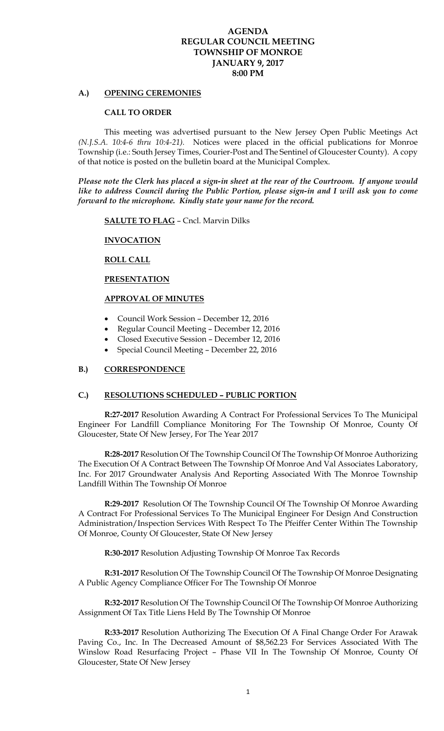# AGENDA
# REGULAR COUNCIL MEETING
# TOWNSHIP OF MONROE
# JANUARY 9, 2017
# 8:00 PM

## A.) OPENING CEREMONIES

### CALL TO ORDER

This meeting was advertised pursuant to the New Jersey Open Public Meetings Act *(N.J.S.A. 10:4-6 thru 10:4-21).* Notices were placed in the official publications for Monroe Township (i.e.: South Jersey Times, Courier-Post and The Sentinel of Gloucester County). A copy of that notice is posted on the bulletin board at the Municipal Complex.

***Please note the Clerk has placed a sign-in sheet at the rear of the Courtroom. If anyone would like to address Council during the Public Portion, please sign-in and I will ask you to come forward to the microphone. Kindly state your name for the record.***

**SALUTE TO FLAG** – Cncl. Marvin Dilks

**INVOCATION**

**ROLL CALL**

**PRESENTATION**

**APPROVAL OF MINUTES**

- Council Work Session – December 12, 2016
- Regular Council Meeting – December 12, 2016
- Closed Executive Session – December 12, 2016
- Special Council Meeting – December 22, 2016

## B.) CORRESPONDENCE

## C.) RESOLUTIONS SCHEDULED – PUBLIC PORTION

**R:27-2017** Resolution Awarding A Contract For Professional Services To The Municipal Engineer For Landfill Compliance Monitoring For The Township Of Monroe, County Of Gloucester, State Of New Jersey, For The Year 2017

**R:28-2017** Resolution Of The Township Council Of The Township Of Monroe Authorizing The Execution Of A Contract Between The Township Of Monroe And Val Associates Laboratory, Inc. For 2017 Groundwater Analysis And Reporting Associated With The Monroe Township Landfill Within The Township Of Monroe

**R:29-2017** Resolution Of The Township Council Of The Township Of Monroe Awarding A Contract For Professional Services To The Municipal Engineer For Design And Construction Administration/Inspection Services With Respect To The Pfeiffer Center Within The Township Of Monroe, County Of Gloucester, State Of New Jersey

**R:30-2017** Resolution Adjusting Township Of Monroe Tax Records

**R:31-2017** Resolution Of The Township Council Of The Township Of Monroe Designating A Public Agency Compliance Officer For The Township Of Monroe

**R:32-2017** Resolution Of The Township Council Of The Township Of Monroe Authorizing Assignment Of Tax Title Liens Held By The Township Of Monroe

**R:33-2017** Resolution Authorizing The Execution Of A Final Change Order For Arawak Paving Co., Inc. In The Decreased Amount of $8,562.23 For Services Associated With The Winslow Road Resurfacing Project – Phase VII In The Township Of Monroe, County Of Gloucester, State Of New Jersey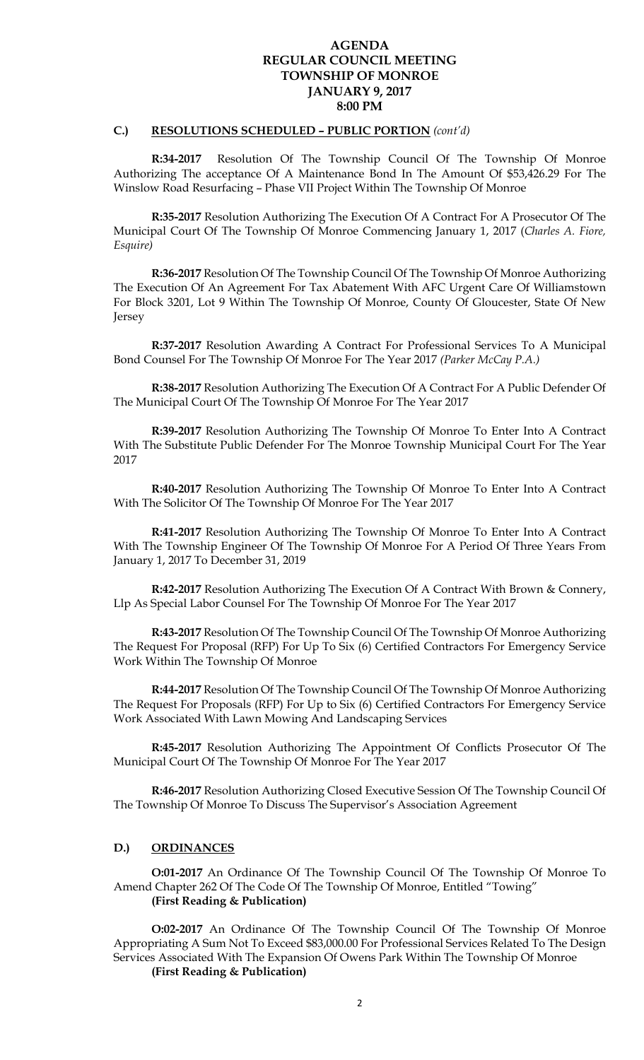# AGENDA
# REGULAR COUNCIL MEETING
# TOWNSHIP OF MONROE
# JANUARY 9, 2017
# 8:00 PM

## C.) RESOLUTIONS SCHEDULED – PUBLIC PORTION *(cont'd)*

**R:34-2017** Resolution Of The Township Council Of The Township Of Monroe Authorizing The acceptance Of A Maintenance Bond In The Amount Of $53,426.29 For The Winslow Road Resurfacing – Phase VII Project Within The Township Of Monroe

**R:35-2017** Resolution Authorizing The Execution Of A Contract For A Prosecutor Of The Municipal Court Of The Township Of Monroe Commencing January 1, 2017 (*Charles A. Fiore, Esquire)*

**R:36-2017** Resolution Of The Township Council Of The Township Of Monroe Authorizing The Execution Of An Agreement For Tax Abatement With AFC Urgent Care Of Williamstown For Block 3201, Lot 9 Within The Township Of Monroe, County Of Gloucester, State Of New Jersey

**R:37-2017** Resolution Awarding A Contract For Professional Services To A Municipal Bond Counsel For The Township Of Monroe For The Year 2017 *(Parker McCay P.A.)*

**R:38-2017** Resolution Authorizing The Execution Of A Contract For A Public Defender Of The Municipal Court Of The Township Of Monroe For The Year 2017

**R:39-2017** Resolution Authorizing The Township Of Monroe To Enter Into A Contract With The Substitute Public Defender For The Monroe Township Municipal Court For The Year 2017

**R:40-2017** Resolution Authorizing The Township Of Monroe To Enter Into A Contract With The Solicitor Of The Township Of Monroe For The Year 2017

**R:41-2017** Resolution Authorizing The Township Of Monroe To Enter Into A Contract With The Township Engineer Of The Township Of Monroe For A Period Of Three Years From January 1, 2017 To December 31, 2019

**R:42-2017** Resolution Authorizing The Execution Of A Contract With Brown & Connery, Llp As Special Labor Counsel For The Township Of Monroe For The Year 2017

**R:43-2017** Resolution Of The Township Council Of The Township Of Monroe Authorizing The Request For Proposal (RFP) For Up To Six (6) Certified Contractors For Emergency Service Work Within The Township Of Monroe

**R:44-2017** Resolution Of The Township Council Of The Township Of Monroe Authorizing The Request For Proposals (RFP) For Up to Six (6) Certified Contractors For Emergency Service Work Associated With Lawn Mowing And Landscaping Services

**R:45-2017** Resolution Authorizing The Appointment Of Conflicts Prosecutor Of The Municipal Court Of The Township Of Monroe For The Year 2017

**R:46-2017** Resolution Authorizing Closed Executive Session Of The Township Council Of The Township Of Monroe To Discuss The Supervisor's Association Agreement

## D.) ORDINANCES

**O:01-2017** An Ordinance Of The Township Council Of The Township Of Monroe To Amend Chapter 262 Of The Code Of The Township Of Monroe, Entitled "Towing"
**(First Reading & Publication)**

**O:02-2017** An Ordinance Of The Township Council Of The Township Of Monroe Appropriating A Sum Not To Exceed $83,000.00 For Professional Services Related To The Design Services Associated With The Expansion Of Owens Park Within The Township Of Monroe
**(First Reading & Publication)**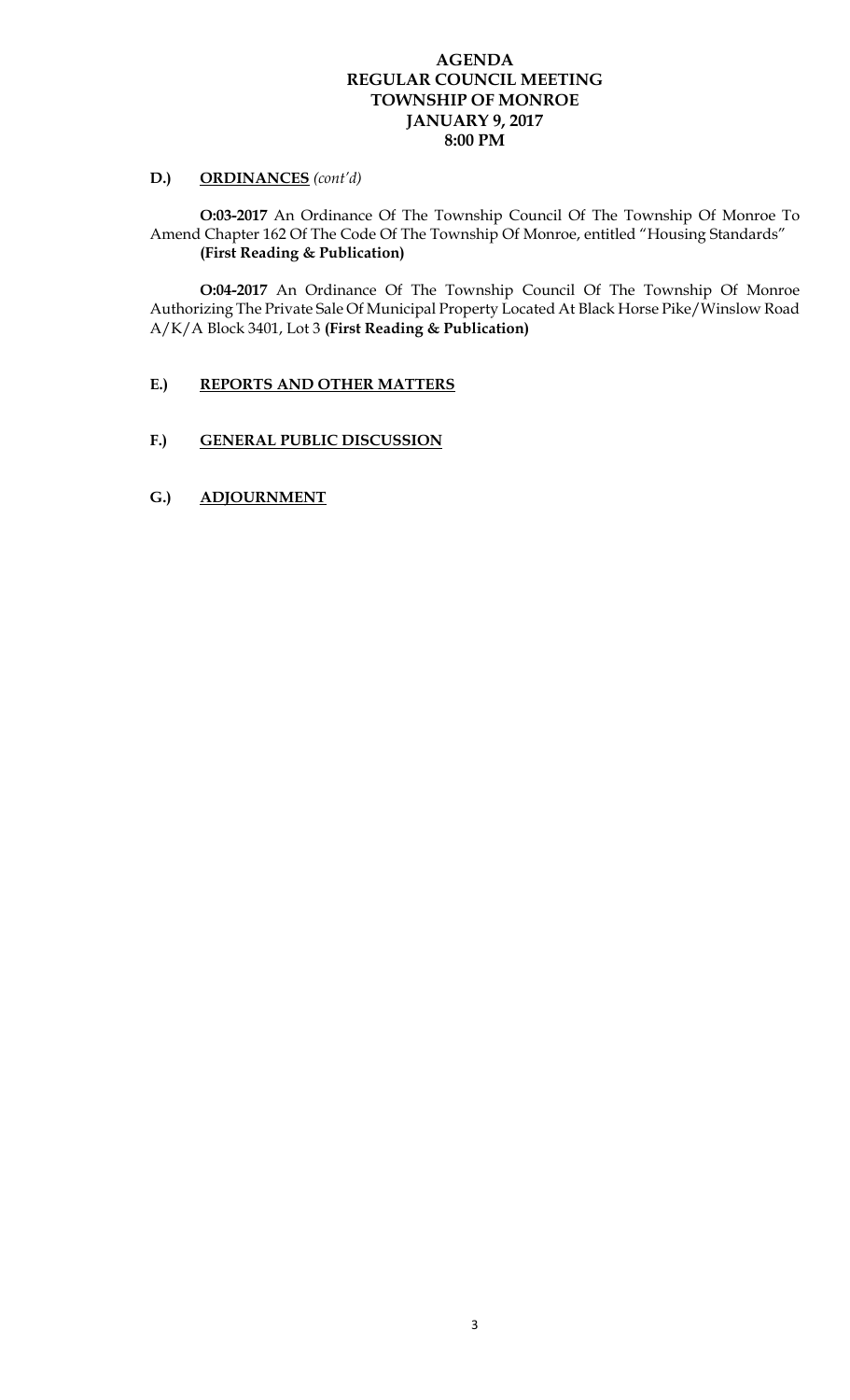**AGENDA**
**REGULAR COUNCIL MEETING**
**TOWNSHIP OF MONROE**
**JANUARY 9, 2017**
**8:00 PM**

## D.) ORDINANCES *(cont'd)*

**O:03-2017** An Ordinance Of The Township Council Of The Township Of Monroe To Amend Chapter 162 Of The Code Of The Township Of Monroe, entitled "Housing Standards" **(First Reading & Publication)**

**O:04-2017** An Ordinance Of The Township Council Of The Township Of Monroe Authorizing The Private Sale Of Municipal Property Located At Black Horse Pike/Winslow Road A/K/A Block 3401, Lot 3 **(First Reading & Publication)**

## E.) REPORTS AND OTHER MATTERS

## F.) GENERAL PUBLIC DISCUSSION

## G.) ADJOURNMENT